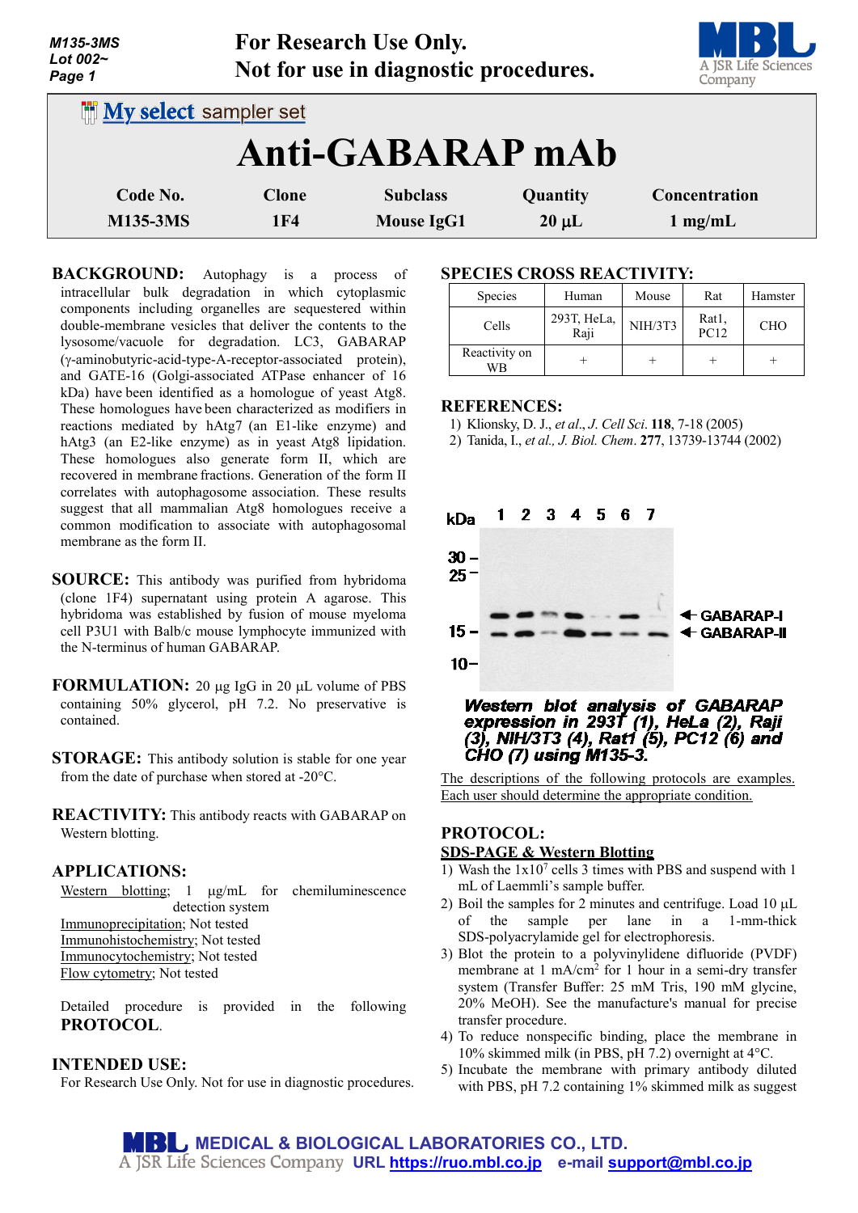# Anti-GABARAP mAb

My select sampler set

| Code No. | Clone | Subclass | Quantity | Concentration |
|---|---|---|---|---|
| M135-3MS | 1F4 | Mouse IgG1 | 20 µL | 1 mg/mL |

**BACKGROUND:** Autophagy is a process of intracellular bulk degradation in which cytoplasmic components including organelles are sequestered within double-membrane vesicles that deliver the contents to the lysosome/vacuole for degradation. LC3, GABARAP (γ-aminobutyric-acid-type-A-receptor-associated protein), and GATE-16 (Golgi-associated ATPase enhancer of 16 kDa) have been identified as a homologue of yeast Atg8. These homologues have been characterized as modifiers in reactions mediated by hAtg7 (an E1-like enzyme) and hAtg3 (an E2-like enzyme) as in yeast Atg8 lipidation. These homologues also generate form II, which are recovered in membrane fractions. Generation of the form II correlates with autophagosome association. These results suggest that all mammalian Atg8 homologues receive a common modification to associate with autophagosomal membrane as the form II.

**SOURCE:** This antibody was purified from hybridoma (clone 1F4) supernatant using protein A agarose. This hybridoma was established by fusion of mouse myeloma cell P3U1 with Balb/c mouse lymphocyte immunized with the N-terminus of human GABARAP.

**FORMULATION:** 20 µg IgG in 20 µL volume of PBS containing 50% glycerol, pH 7.2. No preservative is contained.

**STORAGE:** This antibody solution is stable for one year from the date of purchase when stored at -20°C.

**REACTIVITY:** This antibody reacts with GABARAP on Western blotting.

**APPLICATIONS:**

Western blotting; 1 µg/mL for chemiluminescence detection system
Immunoprecipitation; Not tested
Immunohistochemistry; Not tested
Immunocytochemistry; Not tested
Flow cytometry; Not tested

Detailed procedure is provided in the following **PROTOCOL**.

**INTENDED USE:**
For Research Use Only. Not for use in diagnostic procedures.

**SPECIES CROSS REACTIVITY:**

| Species | Human | Mouse | Rat | Hamster |
|---|---|---|---|---|
| Cells | 293T, HeLa, Raji | NIH/3T3 | Rat1, PC12 | CHO |
| Reactivity on WB | + | + | + | + |

**REFERENCES:**

1) Klionsky, D. J., *et al*., *J. Cell Sci*. **118**, 7-18 (2005)
2) Tanida, I., *et al., J. Biol. Chem*. **277**, 13739-13744 (2002)

***Western blot analysis of GABARAP expression in 293T (1), HeLa (2), Raji (3), NIH/3T3 (4), Rat1 (5), PC12 (6) and CHO (7) using M135-3.***

The descriptions of the following protocols are examples. Each user should determine the appropriate condition.

**PROTOCOL:**

**SDS-PAGE & Western Blotting**

1) Wash the $1x10^7$ cells 3 times with PBS and suspend with 1 mL of Laemmli's sample buffer.
2) Boil the samples for 2 minutes and centrifuge. Load 10 µL of the sample per lane in a 1-mm-thick SDS-polyacrylamide gel for electrophoresis.
3) Blot the protein to a polyvinylidene difluoride (PVDF) membrane at 1 mA/cm$^2$ for 1 hour in a semi-dry transfer system (Transfer Buffer: 25 mM Tris, 190 mM glycine, 20% MeOH). See the manufacture's manual for precise transfer procedure.
4) To reduce nonspecific binding, place the membrane in 10% skimmed milk (in PBS, pH 7.2) overnight at 4°C.
5) Incubate the membrane with primary antibody diluted with PBS, pH 7.2 containing 1% skimmed milk as suggest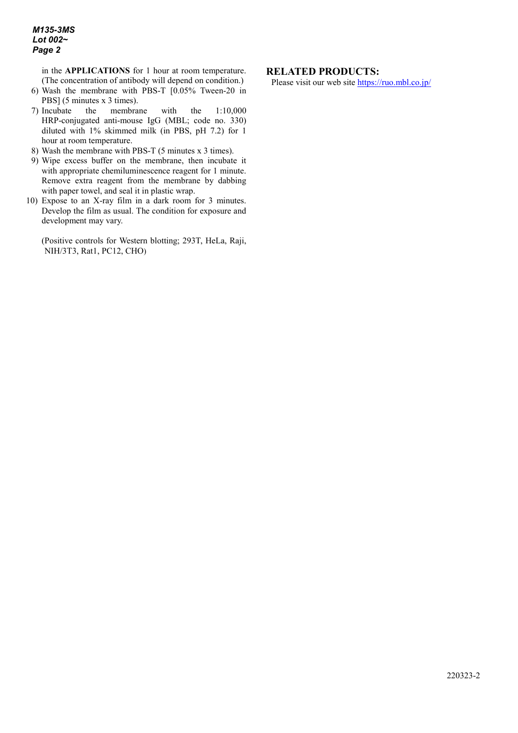in the **APPLICATIONS** for 1 hour at room temperature. (The concentration of antibody will depend on condition.)

6) Wash the membrane with PBS-T [0.05% Tween-20 in PBS] (5 minutes x 3 times).
7) Incubate the membrane with the 1:10,000 HRP-conjugated anti-mouse IgG (MBL; code no. 330) diluted with 1% skimmed milk (in PBS, pH 7.2) for 1 hour at room temperature.
8) Wash the membrane with PBS-T (5 minutes x 3 times).
9) Wipe excess buffer on the membrane, then incubate it with appropriate chemiluminescence reagent for 1 minute. Remove extra reagent from the membrane by dabbing with paper towel, and seal it in plastic wrap.
10) Expose to an X-ray film in a dark room for 3 minutes. Develop the film as usual. The condition for exposure and development may vary.

(Positive controls for Western blotting; 293T, HeLa, Raji, NIH/3T3, Rat1, PC12, CHO)

## RELATED PRODUCTS:

Please visit our web site https://ruo.mbl.co.jp/

220323-2